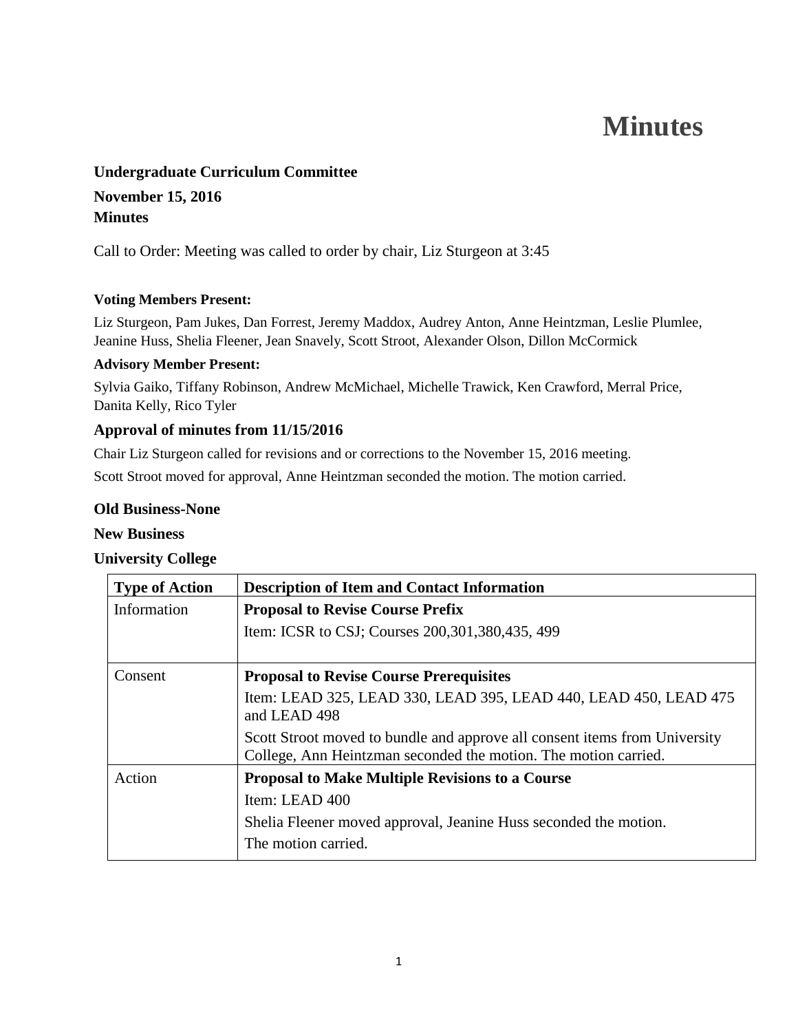# Minutes

**Undergraduate Curriculum Committee**

**November 15, 2016**
**Minutes**

Call to Order: Meeting was called to order by chair, Liz Sturgeon at 3:45

**Voting Members Present:**

Liz Sturgeon, Pam Jukes, Dan Forrest, Jeremy Maddox, Audrey Anton, Anne Heintzman, Leslie Plumlee, Jeanine Huss, Shelia Fleener, Jean Snavely, Scott Stroot, Alexander Olson, Dillon McCormick

**Advisory Member Present:**

Sylvia Gaiko, Tiffany Robinson, Andrew McMichael, Michelle Trawick, Ken Crawford, Merral Price, Danita Kelly, Rico Tyler

### Approval of minutes from 11/15/2016

Chair Liz Sturgeon called for revisions and or corrections to the November 15, 2016 meeting.

Scott Stroot moved for approval, Anne Heintzman seconded the motion. The motion carried.

**Old Business-None**

**New Business**

**University College**

| Type of Action | Description of Item and Contact Information |
|---|---|
| Information | **Proposal to Revise Course Prefix**<br>Item: ICSR to CSJ; Courses 200,301,380,435, 499 |
| Consent | **Proposal to Revise Course Prerequisites**<br>Item: LEAD 325, LEAD 330, LEAD 395, LEAD 440, LEAD 450, LEAD 475 and LEAD 498<br>Scott Stroot moved to bundle and approve all consent items from University College, Ann Heintzman seconded the motion. The motion carried. |
| Action | **Proposal to Make Multiple Revisions to a Course**<br>Item: LEAD 400<br>Shelia Fleener moved approval, Jeanine Huss seconded the motion.<br>The motion carried. |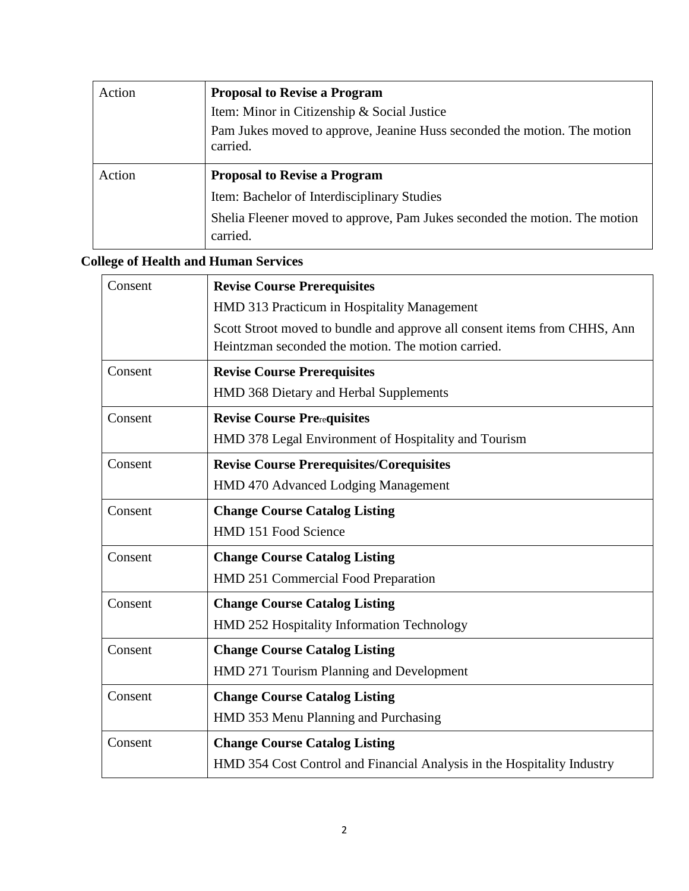| Action | **Proposal to Revise a Program**<br>Item: Minor in Citizenship & Social Justice<br>Pam Jukes moved to approve, Jeanine Huss seconded the motion. The motion carried. |
|---|---|
| Action | **Proposal to Revise a Program**<br>Item: Bachelor of Interdisciplinary Studies<br>Shelia Fleener moved to approve, Pam Jukes seconded the motion. The motion carried. |

**College of Health and Human Services**

| Consent | **Revise Course Prerequisites**<br>HMD 313 Practicum in Hospitality Management<br>Scott Stroot moved to bundle and approve all consent items from CHHS, Ann Heintzman seconded the motion. The motion carried. |
|---|---|
| Consent | **Revise Course Prerequisites**<br>HMD 368 Dietary and Herbal Supplements |
| Consent | **Revise Course Prerequisites**<br>HMD 378 Legal Environment of Hospitality and Tourism |
| Consent | **Revise Course Prerequisites/Corequisites**<br>HMD 470 Advanced Lodging Management |
| Consent | **Change Course Catalog Listing**<br>HMD 151 Food Science |
| Consent | **Change Course Catalog Listing**<br>HMD 251 Commercial Food Preparation |
| Consent | **Change Course Catalog Listing**<br>HMD 252 Hospitality Information Technology |
| Consent | **Change Course Catalog Listing**<br>HMD 271 Tourism Planning and Development |
| Consent | **Change Course Catalog Listing**<br>HMD 353 Menu Planning and Purchasing |
| Consent | **Change Course Catalog Listing**<br>HMD 354 Cost Control and Financial Analysis in the Hospitality Industry |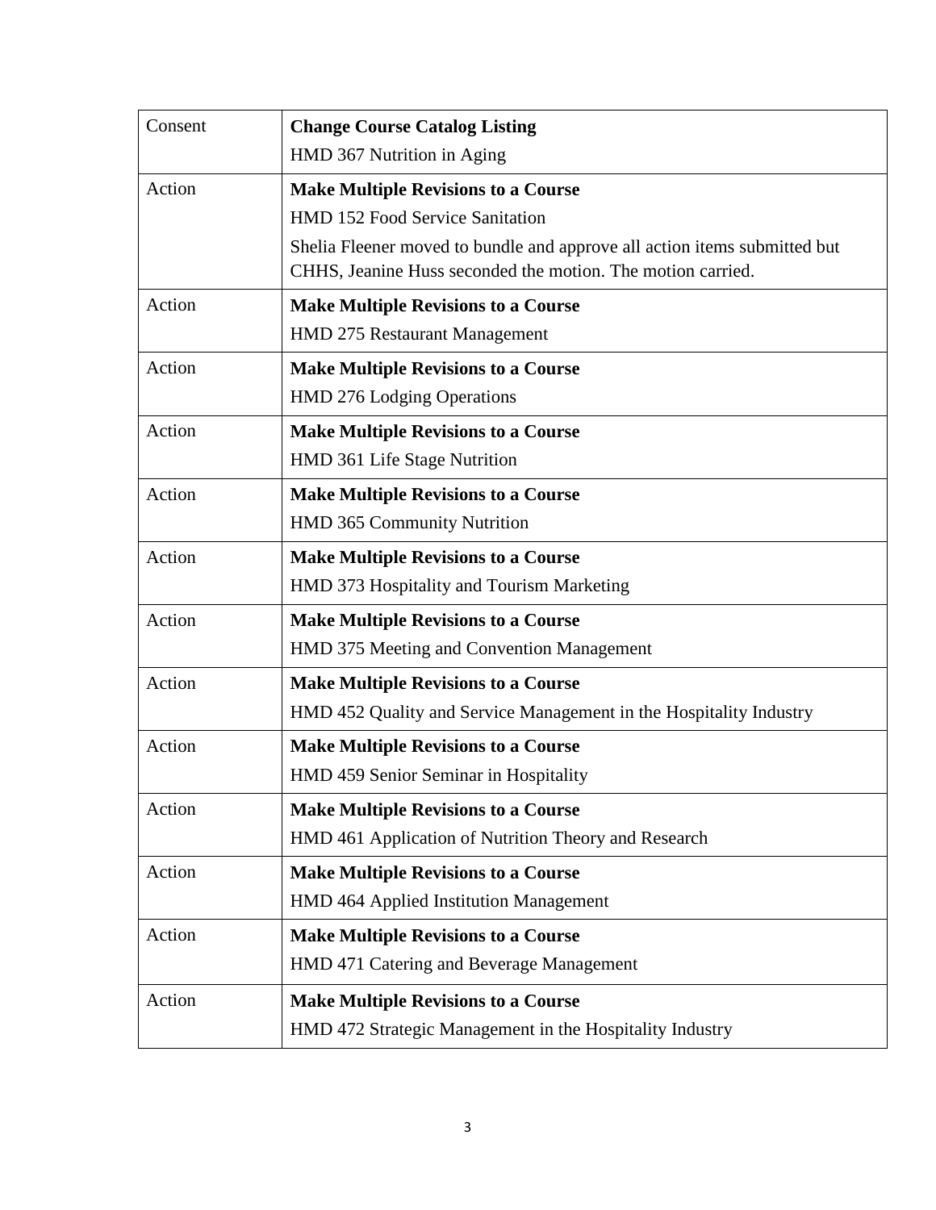| | |
|---|---|
| Consent | **Change Course Catalog Listing**<br>HMD 367 Nutrition in Aging |
| Action | **Make Multiple Revisions to a Course**<br>HMD 152 Food Service Sanitation<br>Shelia Fleener moved to bundle and approve all action items submitted but CHHS, Jeanine Huss seconded the motion. The motion carried. |
| Action | **Make Multiple Revisions to a Course**<br>HMD 275 Restaurant Management |
| Action | **Make Multiple Revisions to a Course**<br>HMD 276 Lodging Operations |
| Action | **Make Multiple Revisions to a Course**<br>HMD 361 Life Stage Nutrition |
| Action | **Make Multiple Revisions to a Course**<br>HMD 365 Community Nutrition |
| Action | **Make Multiple Revisions to a Course**<br>HMD 373 Hospitality and Tourism Marketing |
| Action | **Make Multiple Revisions to a Course**<br>HMD 375 Meeting and Convention Management |
| Action | **Make Multiple Revisions to a Course**<br>HMD 452 Quality and Service Management in the Hospitality Industry |
| Action | **Make Multiple Revisions to a Course**<br>HMD 459 Senior Seminar in Hospitality |
| Action | **Make Multiple Revisions to a Course**<br>HMD 461 Application of Nutrition Theory and Research |
| Action | **Make Multiple Revisions to a Course**<br>HMD 464 Applied Institution Management |
| Action | **Make Multiple Revisions to a Course**<br>HMD 471 Catering and Beverage Management |
| Action | **Make Multiple Revisions to a Course**<br>HMD 472 Strategic Management in the Hospitality Industry |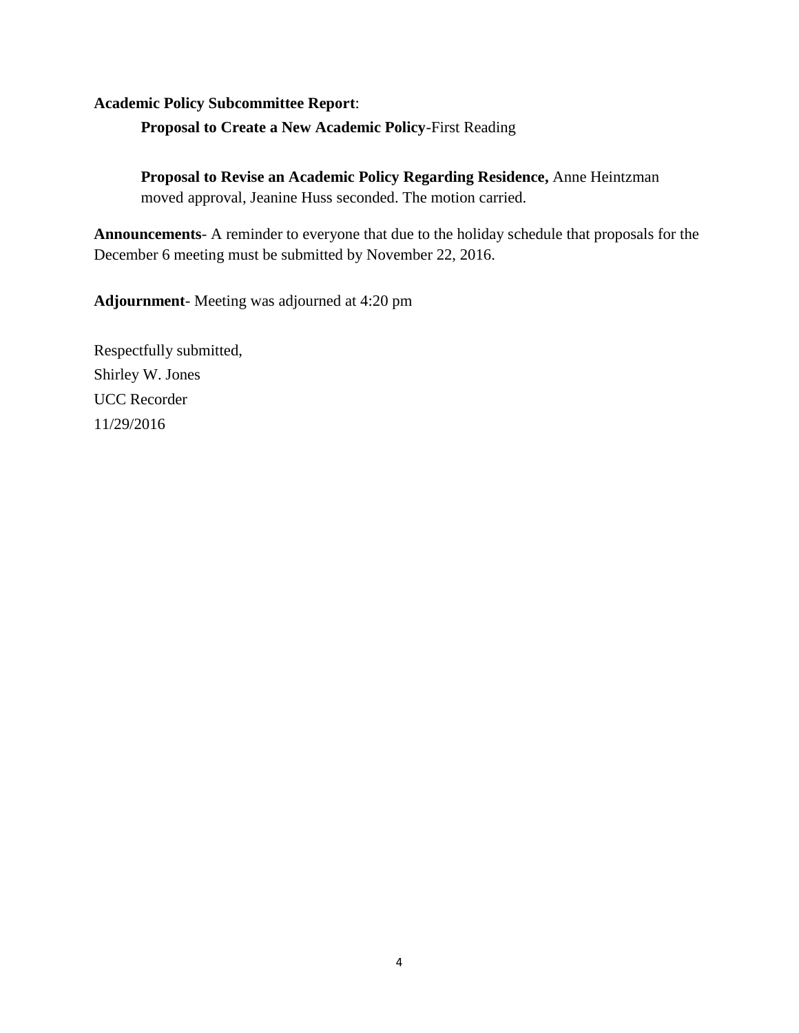**Academic Policy Subcommittee Report**:

**Proposal to Create a New Academic Policy**-First Reading

**Proposal to Revise an Academic Policy Regarding Residence,** Anne Heintzman moved approval, Jeanine Huss seconded. The motion carried.

**Announcements**- A reminder to everyone that due to the holiday schedule that proposals for the December 6 meeting must be submitted by November 22, 2016.

**Adjournment**- Meeting was adjourned at 4:20 pm

Respectfully submitted,
Shirley W. Jones
UCC Recorder
11/29/2016